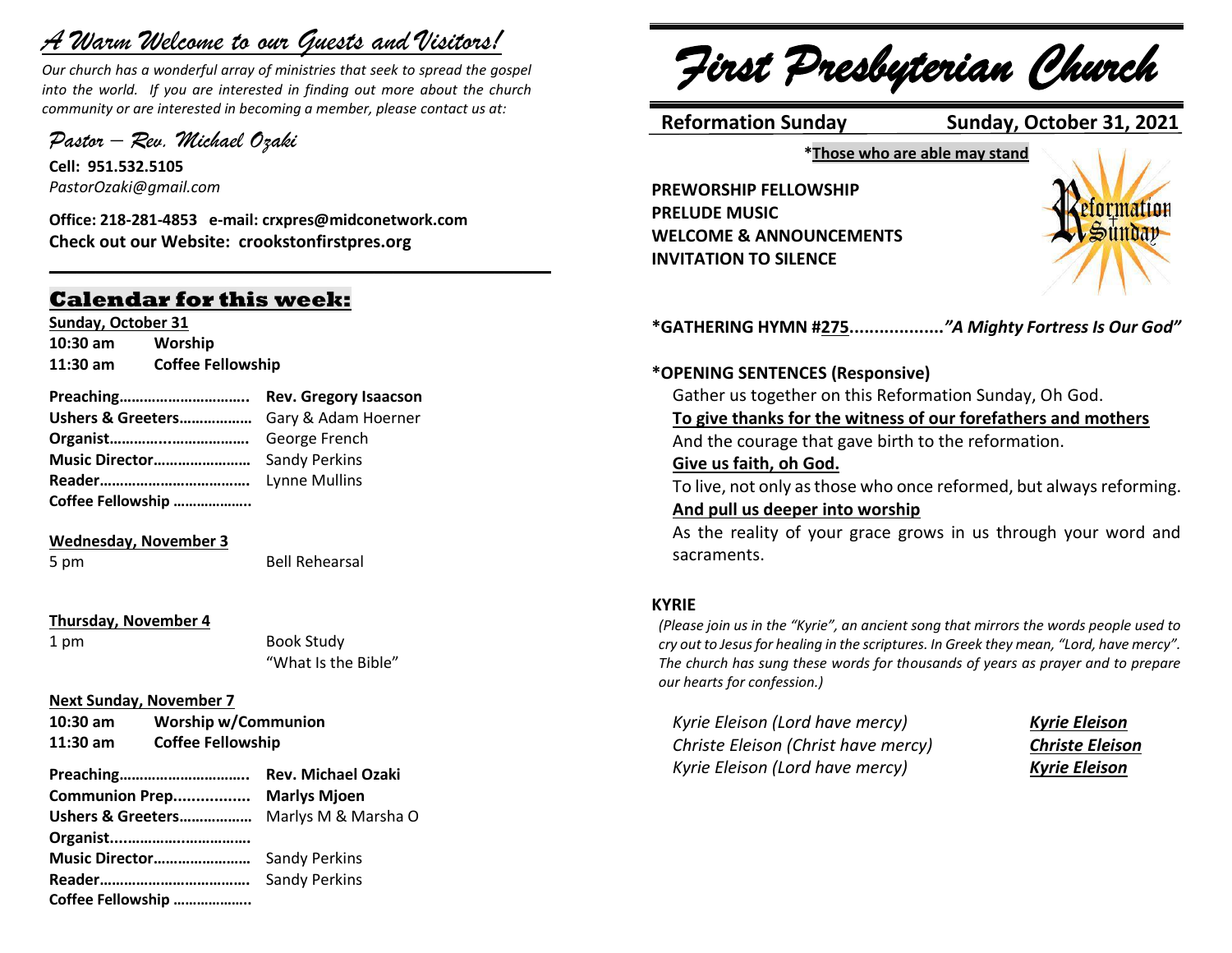# *A Warm Welcome to our Guests and Visitors!*

*Our church has a wonderful array of ministries that seek to spread the gospel into the world. If you are interested in finding out more about the church community or are interested in becoming a member, please contact us at:*

*Pastor – Rev. Michael Ozaki*

**Cell: 951.532.5105**
*PastorOzaki@gmail.com*

**Office: 218-281-4853 e-mail: crxpres@midconetwork.com**
**Check out our Website: crookstonfirstpres.org**

---

## Calendar for this week:

**Sunday, October 31**

| | |
|---|---|
| **10:30 am** | **Worship** |
| **11:30 am** | **Coffee Fellowship** |

| | |
|---|---|
| **Preaching…………………………..** | **Rev. Gregory Isaacson** |
| **Ushers & Greeters………………** | Gary & Adam Hoerner |
| **Organist……………..……………** | George French |
| **Music Director……………………** | Sandy Perkins |
| **Reader………………………………** | Lynne Mullins |
| **Coffee Fellowship ………………..** | |

**Wednesday, November 3**

5 pm — Bell Rehearsal

**Thursday, November 4**

1 pm — Book Study "What Is the Bible"

**Next Sunday, November 7**

| | |
|---|---|
| **10:30 am** | **Worship w/Communion** |
| **11:30 am** | **Coffee Fellowship** |

| | |
|---|---|
| **Preaching…………………………..** | **Rev. Michael Ozaki** |
| **Communion Prep................** | **Marlys Mjoen** |
| **Ushers & Greeters………………** | Marlys M & Marsha O |
| **Organist.................................** | |
| **Music Director……………………** | Sandy Perkins |
| **Reader………………………………** | Sandy Perkins |
| **Coffee Fellowship ………………..** | |

# *First Presbyterian Church*

**Reformation Sunday** — **Sunday, October 31, 2021**

**\*Those who are able may stand**

**PREWORSHIP FELLOWSHIP**
**PRELUDE MUSIC**
**WELCOME & ANNOUNCEMENTS**
**INVITATION TO SILENCE**

**\*GATHERING HYMN #275..................*"A Mighty Fortress Is Our God"***

**\*OPENING SENTENCES (Responsive)**

Gather us together on this Reformation Sunday, Oh God.
**To give thanks for the witness of our forefathers and mothers**
And the courage that gave birth to the reformation.
**Give us faith, oh God.**
To live, not only as those who once reformed, but always reforming.
**And pull us deeper into worship**
As the reality of your grace grows in us through your word and sacraments.

**KYRIE**

*(Please join us in the "Kyrie", an ancient song that mirrors the words people used to cry out to Jesus for healing in the scriptures. In Greek they mean, "Lord, have mercy". The church has sung these words for thousands of years as prayer and to prepare our hearts for confession.)*

*Kyrie Eleison (Lord have mercy)* — ***Kyrie Eleison***
*Christe Eleison (Christ have mercy)* — ***Christe Eleison***
*Kyrie Eleison (Lord have mercy)* — ***Kyrie Eleison***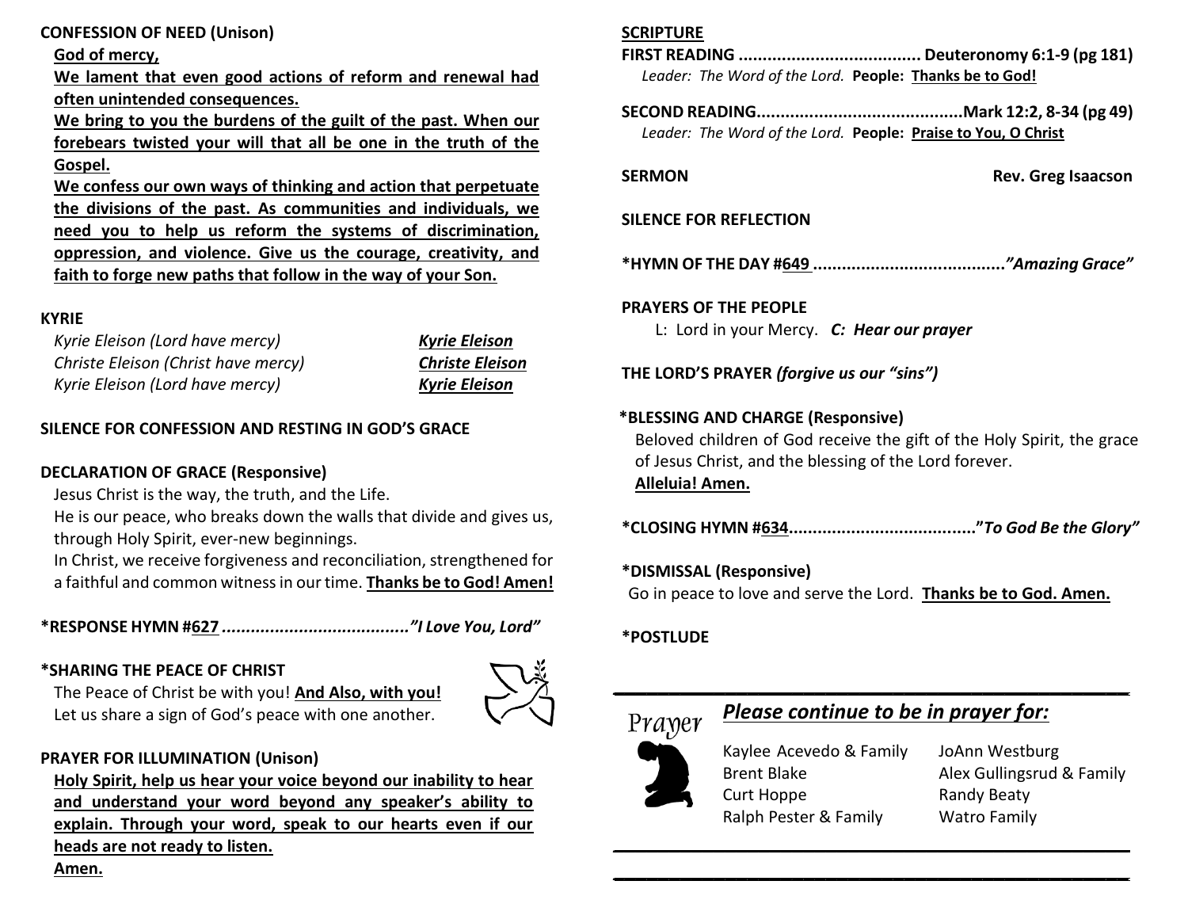**CONFESSION OF NEED (Unison)**

**God of mercy,**

**We lament that even good actions of reform and renewal had often unintended consequences.**

**We bring to you the burdens of the guilt of the past. When our forebears twisted your will that all be one in the truth of the Gospel.**

**We confess our own ways of thinking and action that perpetuate the divisions of the past. As communities and individuals, we need you to help us reform the systems of discrimination, oppression, and violence. Give us the courage, creativity, and faith to forge new paths that follow in the way of your Son.**

**KYRIE**

*Kyrie Eleison (Lord have mercy)* ***Kyrie Eleison***
*Christe Eleison (Christ have mercy)* ***Christe Eleison***
*Kyrie Eleison (Lord have mercy)* ***Kyrie Eleison***

**SILENCE FOR CONFESSION AND RESTING IN GOD'S GRACE**

**DECLARATION OF GRACE (Responsive)**

Jesus Christ is the way, the truth, and the Life.
He is our peace, who breaks down the walls that divide and gives us, through Holy Spirit, ever-new beginnings.
In Christ, we receive forgiveness and reconciliation, strengthened for a faithful and common witness in our time. **Thanks be to God! Amen!**

**\*RESPONSE HYMN #627** ....................................... *"I Love You, Lord"*

**\*SHARING THE PEACE OF CHRIST**

The Peace of Christ be with you! **And Also, with you!**
Let us share a sign of God's peace with one another.

**PRAYER FOR ILLUMINATION (Unison)**

**Holy Spirit, help us hear your voice beyond our inability to hear and understand your word beyond any speaker's ability to explain. Through your word, speak to our hearts even if our heads are not ready to listen.**
**Amen.**

**SCRIPTURE**

**FIRST READING ...................................... Deuteronomy 6:1-9 (pg 181)**
*Leader: The Word of the Lord.* **People: Thanks be to God!**

**SECOND READING...........................................Mark 12:2, 8-34 (pg 49)**
*Leader: The Word of the Lord.* **People: Praise to You, O Christ**

**SERMON** **Rev. Greg Isaacson**

**SILENCE FOR REFLECTION**

**\*HYMN OF THE DAY #649** ........................................ *"Amazing Grace"*

**PRAYERS OF THE PEOPLE**

L: Lord in your Mercy. ***C: Hear our prayer***

**THE LORD'S PRAYER** ***(forgive us our "sins")***

**\*BLESSING AND CHARGE (Responsive)**

Beloved children of God receive the gift of the Holy Spirit, the grace of Jesus Christ, and the blessing of the Lord forever.
**Alleluia! Amen.**

**\*CLOSING HYMN #634**......................................*"To God Be the Glory"*

**\*DISMISSAL (Responsive)**

Go in peace to love and serve the Lord. **Thanks be to God. Amen.**

**\*POSTLUDE**

Prayer

***Please continue to be in prayer for:***

Kaylee Acevedo & Family
Brent Blake
Curt Hoppe
Ralph Pester & Family
JoAnn Westburg
Alex Gullingsrud & Family
Randy Beaty
Watro Family